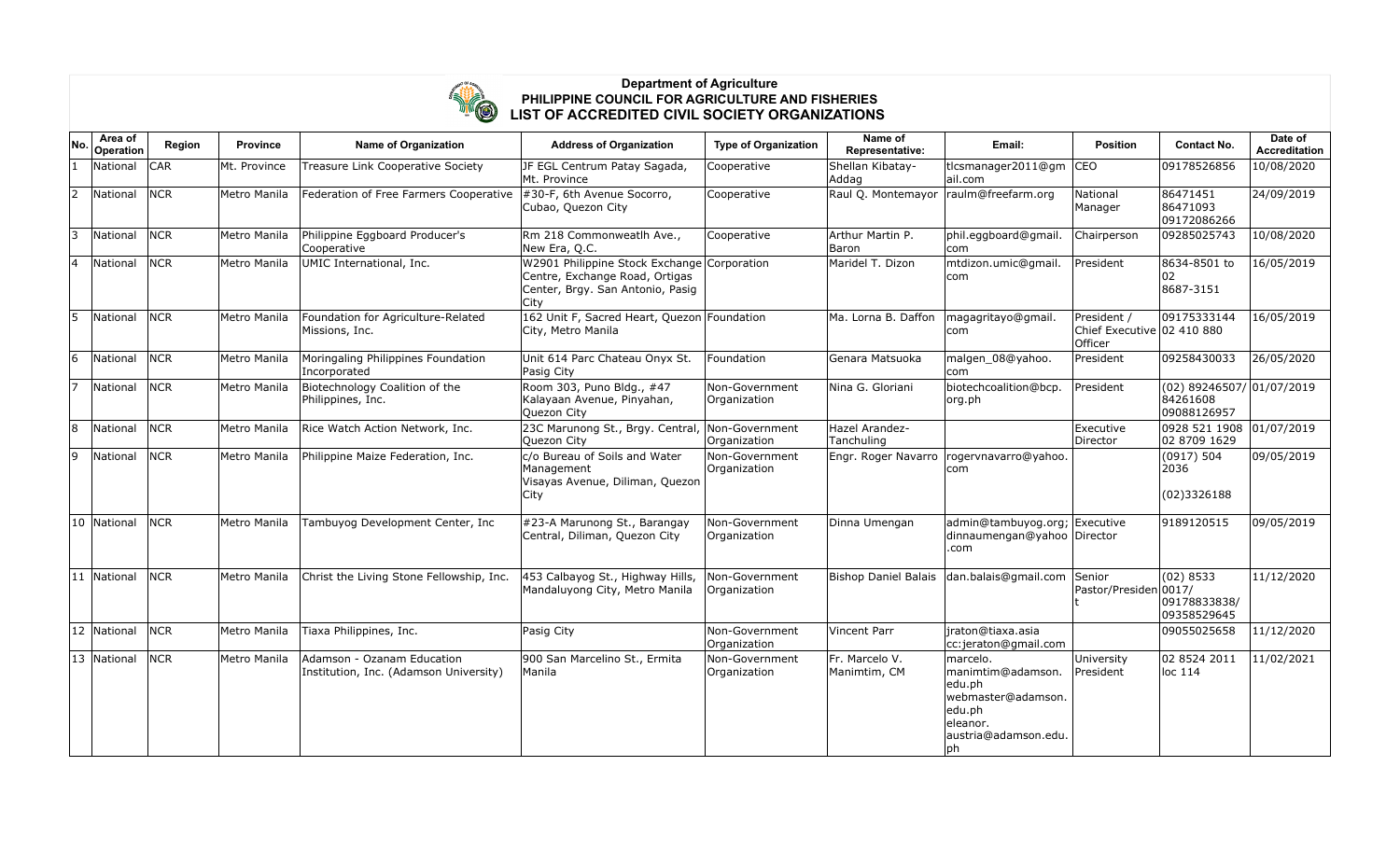# Department of Agriculture
## PHILIPPINE COUNCIL FOR AGRICULTURE AND FISHERIES
## LIST OF ACCREDITED CIVIL SOCIETY ORGANIZATIONS

| No. | Area of Operation | Region | Province | Name of Organization | Address of Organization | Type of Organization | Name of Representative: | Email: | Position | Contact No. | Date of Accreditation |
|---|---|---|---|---|---|---|---|---|---|---|---|
| 1 | National | CAR | Mt. Province | Treasure Link Cooperative Society | JF EGL Centrum Patay Sagada, Mt. Province | Cooperative | Shellan Kibatay-Addag | tlcsmanager2011@gmail.com | CEO | 09178526856 | 10/08/2020 |
| 2 | National | NCR | Metro Manila | Federation of Free Farmers Cooperative | #30-F, 6th Avenue Socorro, Cubao, Quezon City | Cooperative | Raul Q. Montemayor | raulm@freefarm.org | National Manager | 86471451 86471093 09172086266 | 24/09/2019 |
| 3 | National | NCR | Metro Manila | Philippine Eggboard Producer's Cooperative | Rm 218 Commonweatlh Ave., New Era, Q.C. | Cooperative | Arthur Martin P. Baron | phil.eggboard@gmail.com | Chairperson | 09285025743 | 10/08/2020 |
| 4 | National | NCR | Metro Manila | UMIC International, Inc. | W2901 Philippine Stock Exchange Centre, Exchange Road, Ortigas Center, Brgy. San Antonio, Pasig City | Corporation | Maridel T. Dizon | mtdizon.umic@gmail.com | President | 8634-8501 to 02 8687-3151 | 16/05/2019 |
| 5 | National | NCR | Metro Manila | Foundation for Agriculture-Related Missions, Inc. | 162 Unit F, Sacred Heart, Quezon City, Metro Manila | Foundation | Ma. Lorna B. Daffon | magagritayo@gmail.com | President / Chief Executive Officer | 09175333144 02 410 880 | 16/05/2019 |
| 6 | National | NCR | Metro Manila | Moringaling Philippines Foundation Incorporated | Unit 614 Parc Chateau Onyx St. Pasig City | Foundation | Genara Matsuoka | malgen_08@yahoo.com | President | 09258430033 | 26/05/2020 |
| 7 | National | NCR | Metro Manila | Biotechnology Coalition of the Philippines, Inc. | Room 303, Puno Bldg., #47 Kalayaan Avenue, Pinyahan, Quezon City | Non-Government Organization | Nina G. Gloriani | biotechcoalition@bcp.org.ph | President | (02) 89246507/ 84261608 09088126957 | 01/07/2019 |
| 8 | National | NCR | Metro Manila | Rice Watch Action Network, Inc. | 23C Marunong St., Brgy. Central, Quezon City | Non-Government Organization | Hazel Arandez-Tanchuling | | Executive Director | 0928 521 1908 02 8709 1629 | 01/07/2019 |
| 9 | National | NCR | Metro Manila | Philippine Maize Federation, Inc. | c/o Bureau of Soils and Water Management Visayas Avenue, Diliman, Quezon City | Non-Government Organization | Engr. Roger Navarro | rogervnavarro@yahoo.com | | (0917) 504 2036 (02)3326188 | 09/05/2019 |
| 10 | National | NCR | Metro Manila | Tambuyog Development Center, Inc | #23-A Marunong St., Barangay Central, Diliman, Quezon City | Non-Government Organization | Dinna Umengan | admin@tambuyog.org; dinnaumengan@yahoo.com | Executive Director | 9189120515 | 09/05/2019 |
| 11 | National | NCR | Metro Manila | Christ the Living Stone Fellowship, Inc. | 453 Calbayog St., Highway Hills, Mandaluyong City, Metro Manila | Non-Government Organization | Bishop Daniel Balais | dan.balais@gmail.com | Senior Pastor/President | (02) 8533 0017/ 09178833838/ 09358529645 | 11/12/2020 |
| 12 | National | NCR | Metro Manila | Tiaxa Philippines, Inc. | Pasig City | Non-Government Organization | Vincent Parr | jraton@tiaxa.asia cc:jeraton@gmail.com | | 09055025658 | 11/12/2020 |
| 13 | National | NCR | Metro Manila | Adamson - Ozanam Education Institution, Inc. (Adamson University) | 900 San Marcelino St., Ermita Manila | Non-Government Organization | Fr. Marcelo V. Manimtim, CM | marcelo.manimtim@adamson.edu.ph webmaster@adamson.edu.ph eleanor.austria@adamson.edu.ph | University President | 02 8524 2011 loc 114 | 11/02/2021 |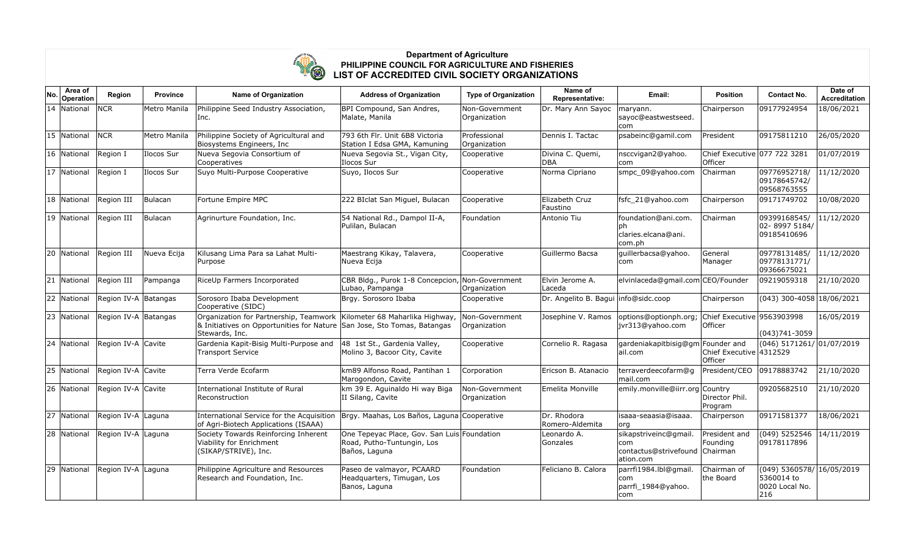**Department of Agriculture**
**PHILIPPINE COUNCIL FOR AGRICULTURE AND FISHERIES**
**LIST OF ACCREDITED CIVIL SOCIETY ORGANIZATIONS**

| No. | Area of Operation | Region | Province | Name of Organization | Address of Organization | Type of Organization | Name of Representative: | Email: | Position | Contact No. | Date of Accreditation |
|---|---|---|---|---|---|---|---|---|---|---|---|
| 14 | National | NCR | Metro Manila | Philippine Seed Industry Association, Inc. | BPI Compound, San Andres, Malate, Manila | Non-Government Organization | Dr. Mary Ann Sayoc | maryann.sayoc@eastwestseed.com | Chairperson | 09177924954 | 18/06/2021 |
| 15 | National | NCR | Metro Manila | Philippine Society of Agricultural and Biosystems Engineers, Inc | 793 6th Flr. Unit 6B8 Victoria Station I Edsa GMA, Kamuning | Professional Organization | Dennis I. Tactac | psabeinc@gamil.com | President | 09175811210 | 26/05/2020 |
| 16 | National | Region I | Ilocos Sur | Nueva Segovia Consortium of Cooperatives | Nueva Segovia St., Vigan City, Ilocos Sur | Cooperative | Divina C. Quemi, DBA | nsccvigan2@yahoo.com | Chief Executive Officer | 077 722 3281 | 01/07/2019 |
| 17 | National | Region I | Ilocos Sur | Suyo Multi-Purpose Cooperative | Suyo, Ilocos Sur | Cooperative | Norma Cipriano | smpc_09@yahoo.com | Chairman | 09776952718/ 09178645742/ 09568763555 | 11/12/2020 |
| 18 | National | Region III | Bulacan | Fortune Empire MPC | 222 BIclat San Miguel, Bulacan | Cooperative | Elizabeth Cruz Faustino | fsfc_21@yahoo.com | Chairperson | 09171749702 | 10/08/2020 |
| 19 | National | Region III | Bulacan | Agrinurture Foundation, Inc. | 54 National Rd., Dampol II-A, Pulilan, Bulacan | Foundation | Antonio Tiu | foundation@ani.com.ph claries.elcana@ani.com.ph | Chairman | 09399168545/ 02- 8997 5184/ 09185410696 | 11/12/2020 |
| 20 | National | Region III | Nueva Ecija | Kilusang Lima Para sa Lahat Multi-Purpose | Maestrang Kikay, Talavera, Nueva Ecija | Cooperative | Guillermo Bacsa | guillerbacsa@yahoo.com | General Manager | 09778131485/ 09778131771/ 09366675021 | 11/12/2020 |
| 21 | National | Region III | Pampanga | RiceUp Farmers Incorporated | CBR Bldg., Purok 1-8 Concepcion, Lubao, Pampanga | Non-Government Organization | Elvin Jerome A. Laceda | elvinlaceda@gmail.com | CEO/Founder | 09219059318 | 21/10/2020 |
| 22 | National | Region IV-A | Batangas | Sorosoro Ibaba Development Cooperative (SIDC) | Brgy. Sorosoro Ibaba | Cooperative | Dr. Angelito B. Bagui | info@sidc.coop | Chairperson | (043) 300-4058 | 18/06/2021 |
| 23 | National | Region IV-A | Batangas | Organization for Partnership, Teamwork & Initiatives on Opportunities for Nature Stewards, Inc. | Kilometer 68 Maharlika Highway, San Jose, Sto Tomas, Batangas | Non-Government Organization | Josephine V. Ramos | options@optionph.org; jvr313@yahoo.com | Chief Executive Officer | 9563903998 (043)741-3059 | 16/05/2019 |
| 24 | National | Region IV-A | Cavite | Gardenia Kapit-Bisig Multi-Purpose and Transport Service | 48 1st St., Gardenia Valley, Molino 3, Bacoor City, Cavite | Cooperative | Cornelio R. Ragasa | gardeniakapitbisig@gmail.com | Founder and Chief Executive Officer | (046) 5171261/ 4312529 | 01/07/2019 |
| 25 | National | Region IV-A | Cavite | Terra Verde Ecofarm | km89 Alfonso Road, Pantihan 1 Marogondon, Cavite | Corporation | Ericson B. Atanacio | terraverdeecofarm@gmail.com | President/CEO | 09178883742 | 21/10/2020 |
| 26 | National | Region IV-A | Cavite | International Institute of Rural Reconstruction | km 39 E. Aguinaldo Hi way Biga II Silang, Cavite | Non-Government Organization | Emelita Monville | emily.monville@iirr.org | Country Director Phil. Program | 09205682510 | 21/10/2020 |
| 27 | National | Region IV-A | Laguna | International Service for the Acquisition of Agri-Biotech Applications (ISAAA) | Brgy. Maahas, Los Baños, Laguna | Cooperative | Dr. Rhodora Romero-Aldemita | isaaa-seaasia@isaaa.org | Chairperson | 09171581377 | 18/06/2021 |
| 28 | National | Region IV-A | Laguna | Society Towards Reinforcing Inherent Viability for Enrichment (SIKAP/STRIVE), Inc. | One Tepeyac Place, Gov. San Luis Road, Putho-Tuntungin, Los Baños, Laguna | Foundation | Leonardo A. Gonzales | sikapstriveinc@gmail.com contactus@strivefoundation.com | President and Founding Chairman | (049) 5252546 09178117896 | 14/11/2019 |
| 29 | National | Region IV-A | Laguna | Philippine Agriculture and Resources Research and Foundation, Inc. | Paseo de valmayor, PCAARD Headquarters, Timugan, Los Banos, Laguna | Foundation | Feliciano B. Calora | parrfi1984.lbl@gmail.com parrfi_1984@yahoo.com | Chairman of the Board | (049) 5360578/ 5360014 to 0020 Local No. 216 | 16/05/2019 |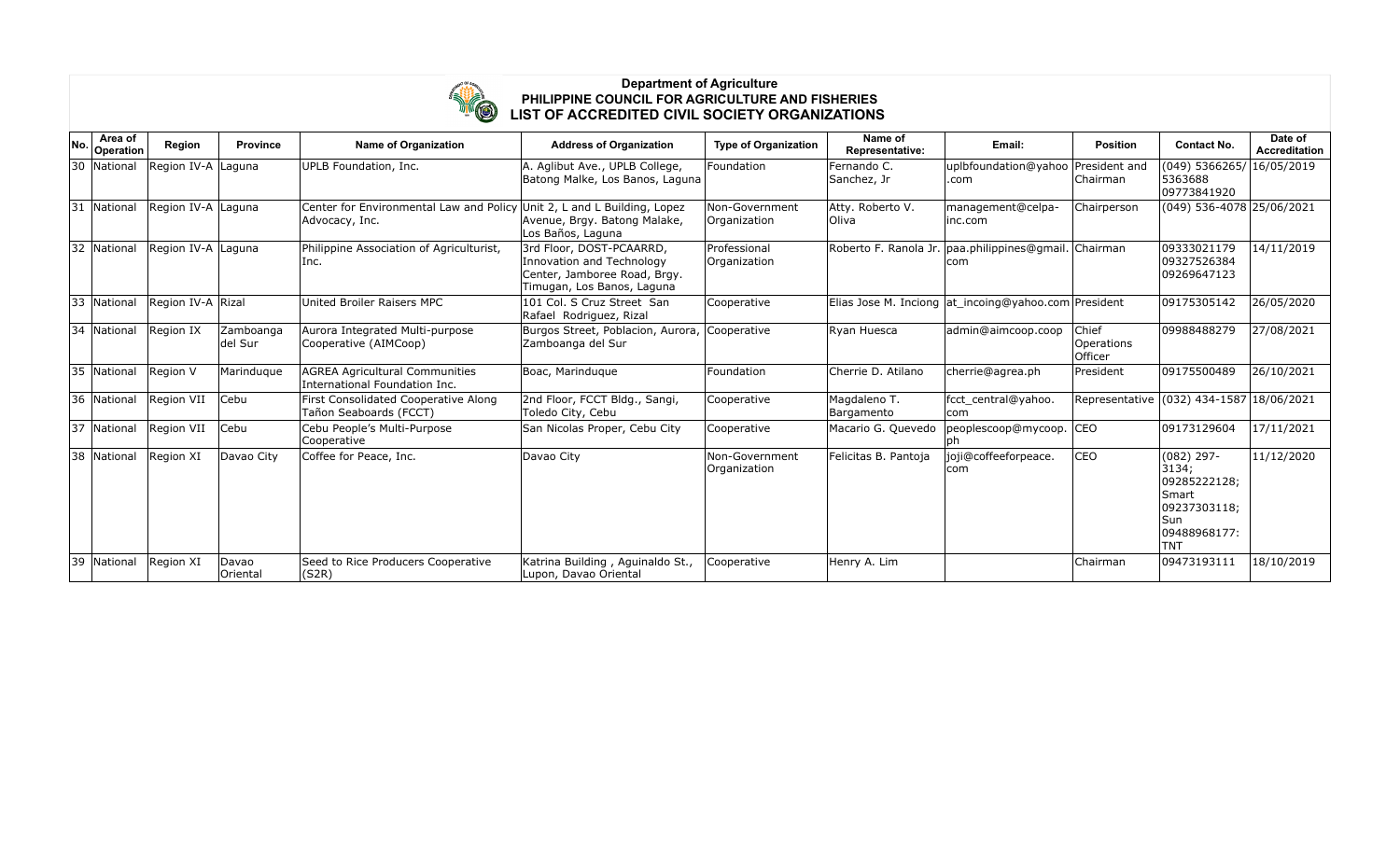**Department of Agriculture**
**PHILIPPINE COUNCIL FOR AGRICULTURE AND FISHERIES**
**LIST OF ACCREDITED CIVIL SOCIETY ORGANIZATIONS**

| No. | Area of Operation | Region | Province | Name of Organization | Address of Organization | Type of Organization | Name of Representative: | Email: | Position | Contact No. | Date of Accreditation |
|---|---|---|---|---|---|---|---|---|---|---|---|
| 30 | National | Region IV-A | Laguna | UPLB Foundation, Inc. | A. Aglibut Ave., UPLB College, Batong Malke, Los Banos, Laguna | Foundation | Fernando C. Sanchez, Jr | uplbfoundation@yahoo.com | President and Chairman | (049) 5366265/ 5363688 09773841920 | 16/05/2019 |
| 31 | National | Region IV-A | Laguna | Center for Environmental Law and Policy Advocacy, Inc. | Unit 2, L and L Building, Lopez Avenue, Brgy. Batong Malake, Los Baños, Laguna | Non-Government Organization | Atty. Roberto V. Oliva | management@celpa-inc.com | Chairperson | (049) 536-4078 | 25/06/2021 |
| 32 | National | Region IV-A | Laguna | Philippine Association of Agriculturist, Inc. | 3rd Floor, DOST-PCAARRD, Innovation and Technology Center, Jamboree Road, Brgy. Timugan, Los Banos, Laguna | Professional Organization | Roberto F. Ranola Jr. | paa.philippines@gmail.com | Chairman | 09333021179 09327526384 09269647123 | 14/11/2019 |
| 33 | National | Region IV-A | Rizal | United Broiler Raisers MPC | 101 Col. S Cruz Street San Rafael Rodriguez, Rizal | Cooperative | Elias Jose M. Inciong | at_incoing@yahoo.com | President | 09175305142 | 26/05/2020 |
| 34 | National | Region IX | Zamboanga del Sur | Aurora Integrated Multi-purpose Cooperative (AIMCoop) | Burgos Street, Poblacion, Aurora, Zamboanga del Sur | Cooperative | Ryan Huesca | admin@aimcoop.coop | Chief Operations Officer | 09988488279 | 27/08/2021 |
| 35 | National | Region V | Marinduque | AGREA Agricultural Communities International Foundation Inc. | Boac, Marinduque | Foundation | Cherrie D. Atilano | cherrie@agrea.ph | President | 09175500489 | 26/10/2021 |
| 36 | National | Region VII | Cebu | First Consolidated Cooperative Along Tañon Seaboards (FCCT) | 2nd Floor, FCCT Bldg., Sangi, Toledo City, Cebu | Cooperative | Magdaleno T. Bargamento | fcct_central@yahoo.com | Representative | (032) 434-1587 | 18/06/2021 |
| 37 | National | Region VII | Cebu | Cebu People's Multi-Purpose Cooperative | San Nicolas Proper, Cebu City | Cooperative | Macario G. Quevedo | peoplescoop@mycoop.ph | CEO | 09173129604 | 17/11/2021 |
| 38 | National | Region XI | Davao City | Coffee for Peace, Inc. | Davao City | Non-Government Organization | Felicitas B. Pantoja | joji@coffeeforpeace.com | CEO | (082) 297-3134; 09285222128; Smart 09237303118; Sun 09488968177: TNT | 11/12/2020 |
| 39 | National | Region XI | Davao Oriental | Seed to Rice Producers Cooperative (S2R) | Katrina Building , Aguinaldo St., Lupon, Davao Oriental | Cooperative | Henry A. Lim | | Chairman | 09473193111 | 18/10/2019 |